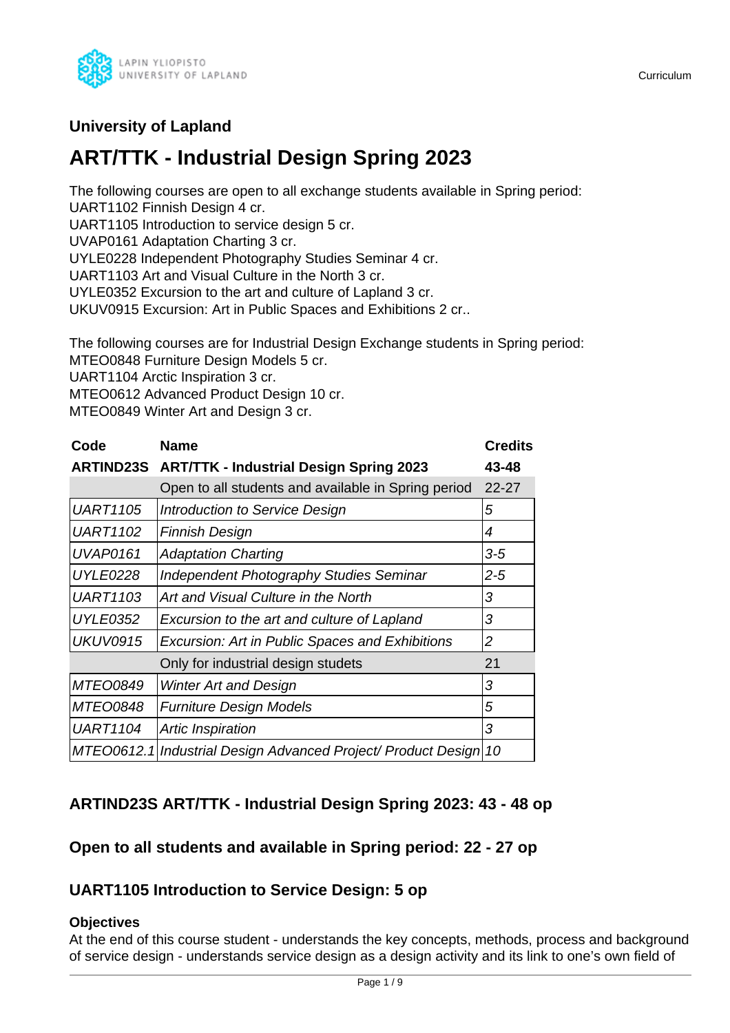## University of Lapland

# ART/TTK - Industrial Design Spring 2023

The following courses are open to all exchange students available in Spring period:
UART1102 Finnish Design 4 cr.
UART1105 Introduction to service design 5 cr.
UVAP0161 Adaptation Charting 3 cr.
UYLE0228 Independent Photography Studies Seminar 4 cr.
UART1103 Art and Visual Culture in the North 3 cr.
UYLE0352 Excursion to the art and culture of Lapland 3 cr.
UKUV0915 Excursion: Art in Public Spaces and Exhibitions 2 cr..

The following courses are for Industrial Design Exchange students in Spring period:
MTEO0848 Furniture Design Models 5 cr.
UART1104 Arctic Inspiration 3 cr.
MTEO0612 Advanced Product Design 10 cr.
MTEO0849 Winter Art and Design 3 cr.

| Code | Name | Credits |
|---|---|---|
| **ARTIND23S** | **ART/TTK - Industrial Design Spring 2023** | **43-48** |
| | Open to all students and available in Spring period | 22-27 |
| *UART1105* | *Introduction to Service Design* | *5* |
| *UART1102* | *Finnish Design* | *4* |
| *UVAP0161* | *Adaptation Charting* | *3-5* |
| *UYLE0228* | *Independent Photography Studies Seminar* | *2-5* |
| *UART1103* | *Art and Visual Culture in the North* | *3* |
| *UYLE0352* | *Excursion to the art and culture of Lapland* | *3* |
| *UKUV0915* | *Excursion: Art in Public Spaces and Exhibitions* | *2* |
| | Only for industrial design studets | 21 |
| *MTEO0849* | *Winter Art and Design* | *3* |
| *MTEO0848* | *Furniture Design Models* | *5* |
| *UART1104* | *Artic Inspiration* | *3* |
| *MTEO0612.1* | *Industrial Design Advanced Project/ Product Design* | *10* |

### ARTIND23S ART/TTK - Industrial Design Spring 2023: 43 - 48 op

### Open to all students and available in Spring period: 22 - 27 op

### UART1105 Introduction to Service Design: 5 op

**Objectives**

At the end of this course student - understands the key concepts, methods, process and background of service design - understands service design as a design activity and its link to one's own field of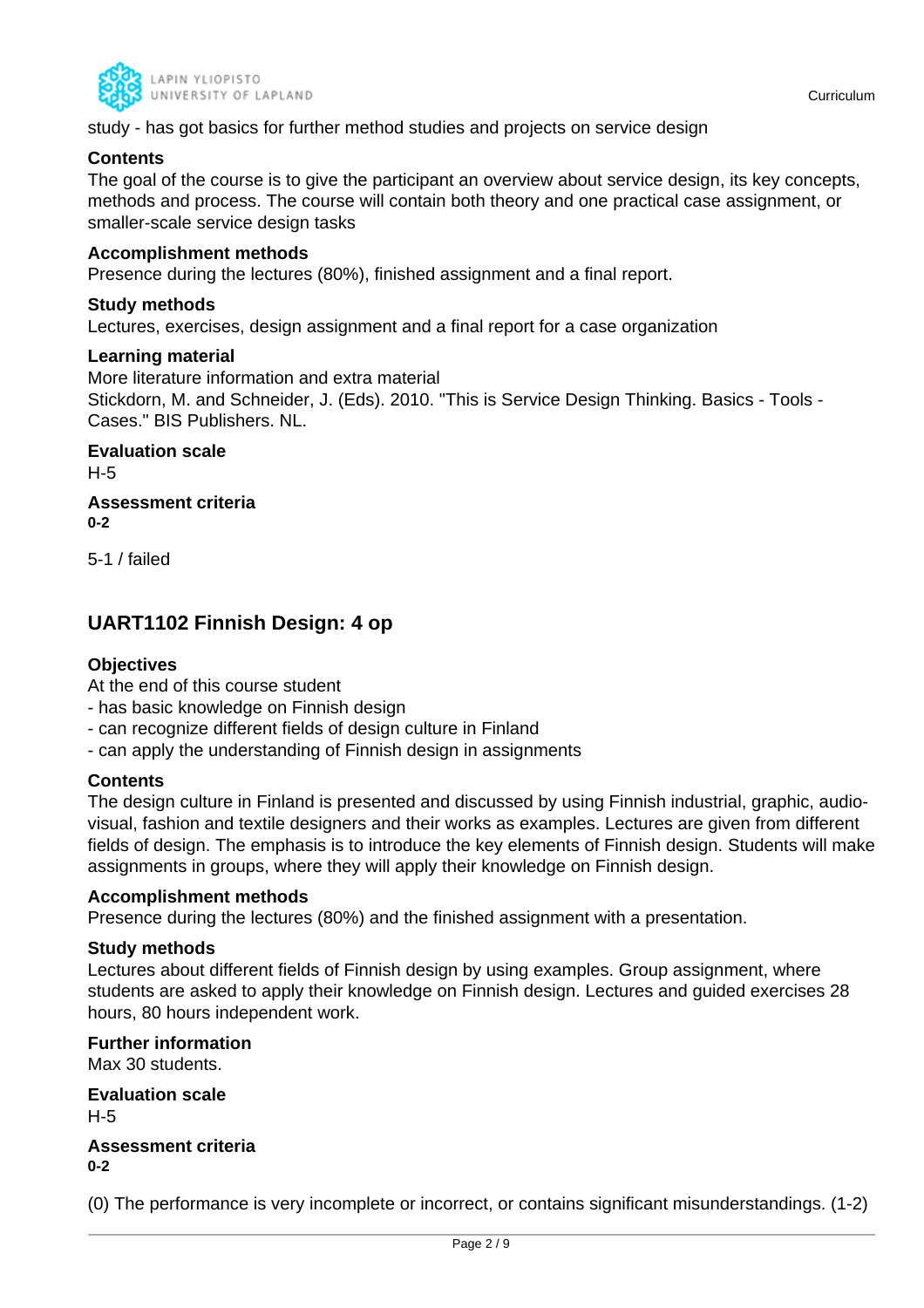study - has got basics for further method studies and projects on service design

**Contents**
The goal of the course is to give the participant an overview about service design, its key concepts, methods and process. The course will contain both theory and one practical case assignment, or smaller-scale service design tasks

**Accomplishment methods**
Presence during the lectures (80%), finished assignment and a final report.

**Study methods**
Lectures, exercises, design assignment and a final report for a case organization

**Learning material**
More literature information and extra material
Stickdorn, M. and Schneider, J. (Eds). 2010. "This is Service Design Thinking. Basics - Tools - Cases." BIS Publishers. NL.

**Evaluation scale**
H-5

**Assessment criteria**
**0-2**

5-1 / failed

## UART1102 Finnish Design: 4 op

**Objectives**
At the end of this course student
- has basic knowledge on Finnish design
- can recognize different fields of design culture in Finland
- can apply the understanding of Finnish design in assignments

**Contents**
The design culture in Finland is presented and discussed by using Finnish industrial, graphic, audio-visual, fashion and textile designers and their works as examples. Lectures are given from different fields of design. The emphasis is to introduce the key elements of Finnish design. Students will make assignments in groups, where they will apply their knowledge on Finnish design.

**Accomplishment methods**
Presence during the lectures (80%) and the finished assignment with a presentation.

**Study methods**
Lectures about different fields of Finnish design by using examples. Group assignment, where students are asked to apply their knowledge on Finnish design. Lectures and guided exercises 28 hours, 80 hours independent work.

**Further information**
Max 30 students.

**Evaluation scale**
H-5

**Assessment criteria**
**0-2**

(0) The performance is very incomplete or incorrect, or contains significant misunderstandings. (1-2)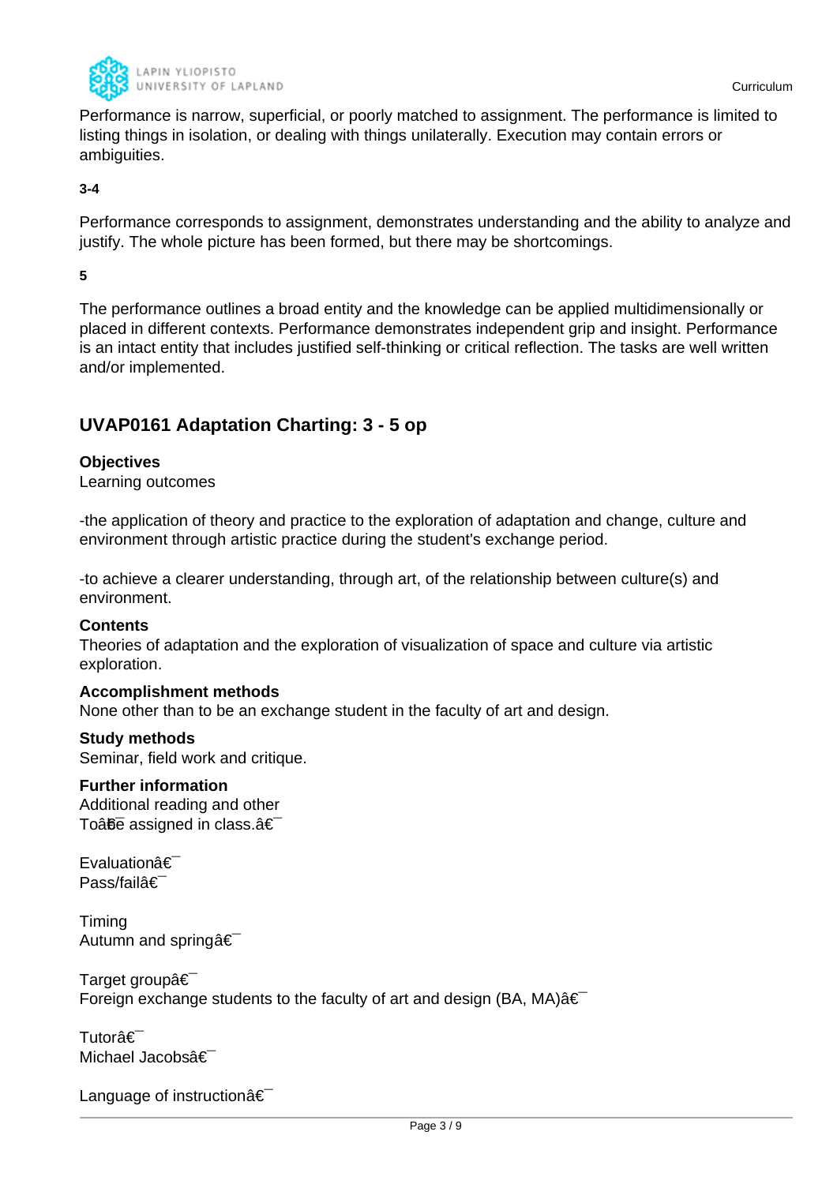Performance is narrow, superficial, or poorly matched to assignment. The performance is limited to listing things in isolation, or dealing with things unilaterally. Execution may contain errors or ambiguities.

**3-4**

Performance corresponds to assignment, demonstrates understanding and the ability to analyze and justify. The whole picture has been formed, but there may be shortcomings.

**5**

The performance outlines a broad entity and the knowledge can be applied multidimensionally or placed in different contexts. Performance demonstrates independent grip and insight. Performance is an intact entity that includes justified self-thinking or critical reflection. The tasks are well written and/or implemented.

## UVAP0161 Adaptation Charting: 3 - 5 op

**Objectives**
Learning outcomes

-the application of theory and practice to the exploration of adaptation and change, culture and environment through artistic practice during the student's exchange period.

-to achieve a clearer understanding, through art, of the relationship between culture(s) and environment.

**Contents**
Theories of adaptation and the exploration of visualization of space and culture via artistic exploration.

**Accomplishment methods**
None other than to be an exchange student in the faculty of art and design.

**Study methods**
Seminar, field work and critique.

**Further information**
Additional reading and other
Toâ€be assigned in class.â€¯

Evaluationâ€¯
Pass/failâ€¯

Timing
Autumn and springâ€¯

Target groupâ€¯
Foreign exchange students to the faculty of art and design (BA, MA)â€¯

Tutorâ€¯
Michael Jacobsâ€¯

Language of instructionâ€¯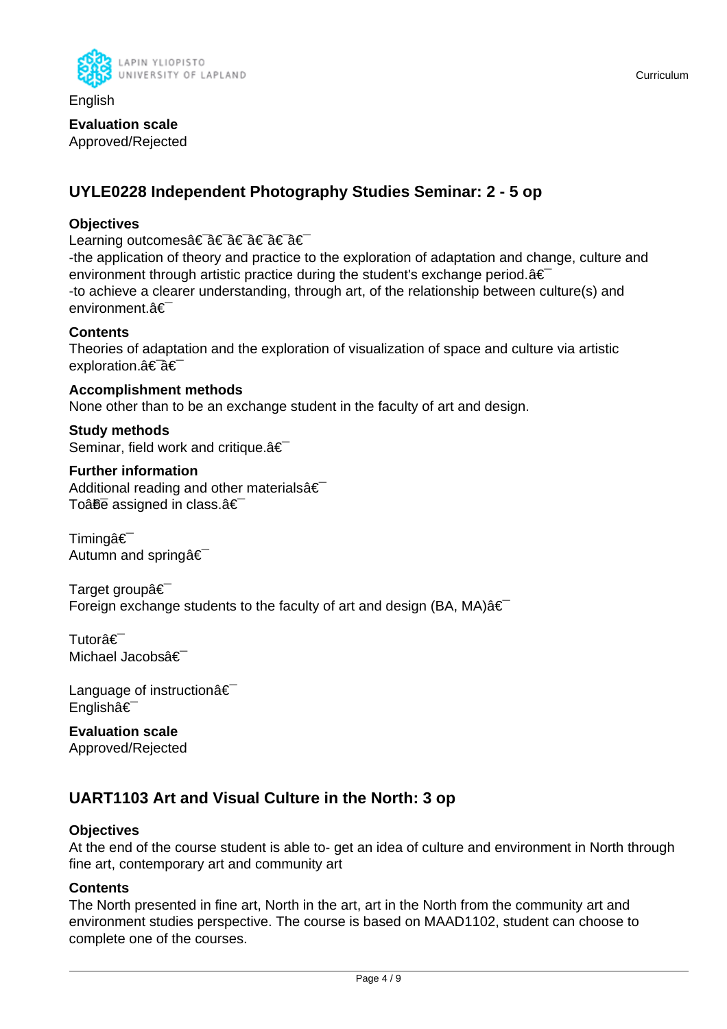English

**Evaluation scale**
Approved/Rejected

## UYLE0228 Independent Photography Studies Seminar: 2 - 5 op

**Objectives**
Learning outcomesâ€¯â€¯â€¯â€¯â€¯â€¯
-the application of theory and practice to the exploration of adaptation and change, culture and environment through artistic practice during the student's exchange period.â€¯
-to achieve a clearer understanding, through art, of the relationship between culture(s) and environment.â€¯

**Contents**
Theories of adaptation and the exploration of visualization of space and culture via artistic exploration.â€¯â€¯

**Accomplishment methods**
None other than to be an exchange student in the faculty of art and design.

**Study methods**
Seminar, field work and critique.â€¯

**Further information**
Additional reading and other materialsâ€¯
Toâ€¯be assigned in class.â€¯

Timingâ€¯
Autumn and springâ€¯

Target groupâ€¯
Foreign exchange students to the faculty of art and design (BA, MA)â€¯

Tutorâ€¯
Michael Jacobsâ€¯

Language of instructionâ€¯
Englishâ€¯

**Evaluation scale**
Approved/Rejected

## UART1103 Art and Visual Culture in the North: 3 op

**Objectives**
At the end of the course student is able to- get an idea of culture and environment in North through fine art, contemporary art and community art

**Contents**
The North presented in fine art, North in the art, art in the North from the community art and environment studies perspective. The course is based on MAAD1102, student can choose to complete one of the courses.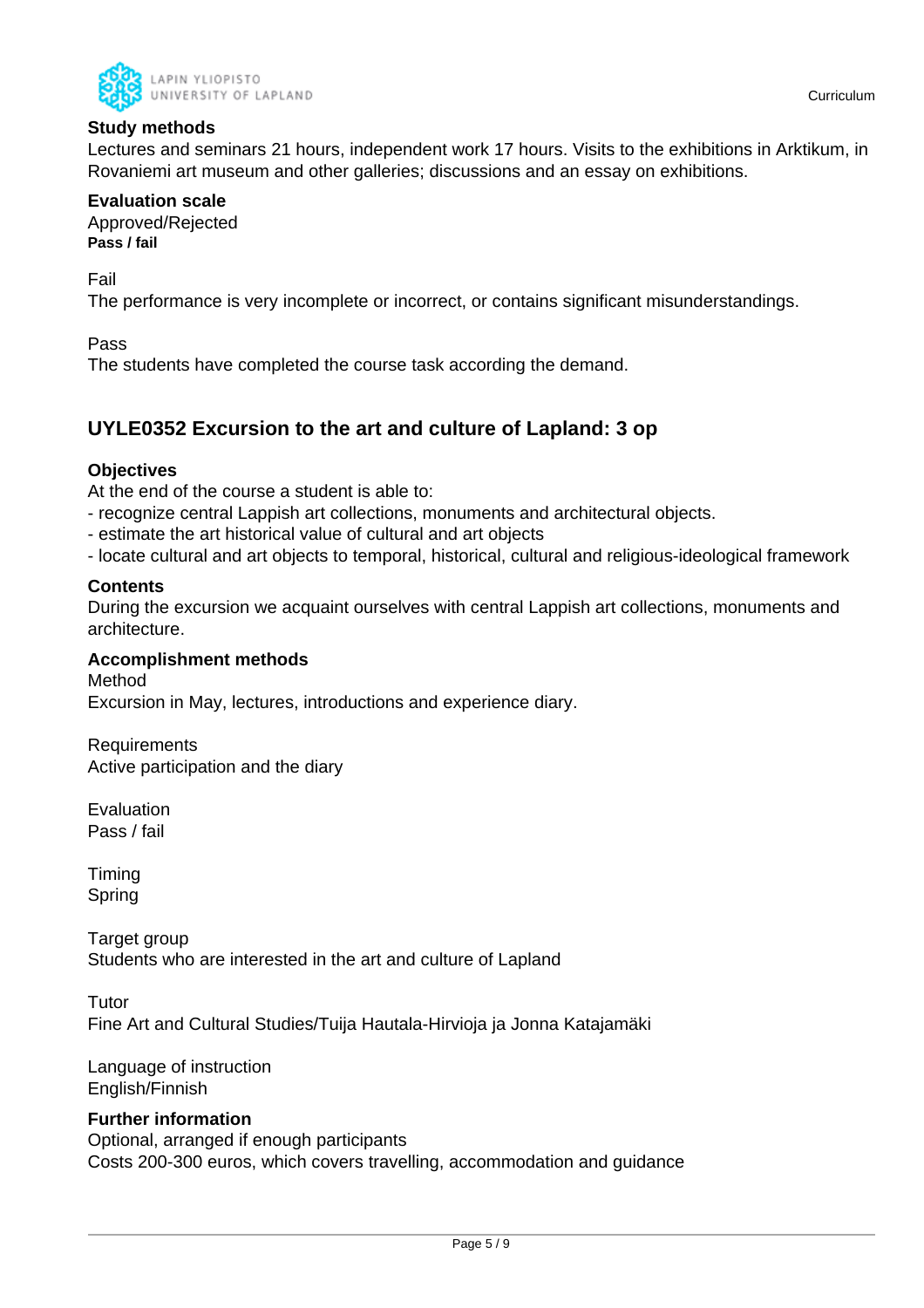**Study methods**
Lectures and seminars 21 hours, independent work 17 hours. Visits to the exhibitions in Arktikum, in Rovaniemi art museum and other galleries; discussions and an essay on exhibitions.

**Evaluation scale**
Approved/Rejected
**Pass / fail**

Fail
The performance is very incomplete or incorrect, or contains significant misunderstandings.

Pass
The students have completed the course task according the demand.

## UYLE0352 Excursion to the art and culture of Lapland: 3 op

**Objectives**
At the end of the course a student is able to:
- recognize central Lappish art collections, monuments and architectural objects.
- estimate the art historical value of cultural and art objects
- locate cultural and art objects to temporal, historical, cultural and religious-ideological framework

**Contents**
During the excursion we acquaint ourselves with central Lappish art collections, monuments and architecture.

**Accomplishment methods**
Method
Excursion in May, lectures, introductions and experience diary.

Requirements
Active participation and the diary

Evaluation
Pass / fail

Timing
Spring

Target group
Students who are interested in the art and culture of Lapland

Tutor
Fine Art and Cultural Studies/Tuija Hautala-Hirvioja ja Jonna Katajamäki

Language of instruction
English/Finnish

**Further information**
Optional, arranged if enough participants
Costs 200-300 euros, which covers travelling, accommodation and guidance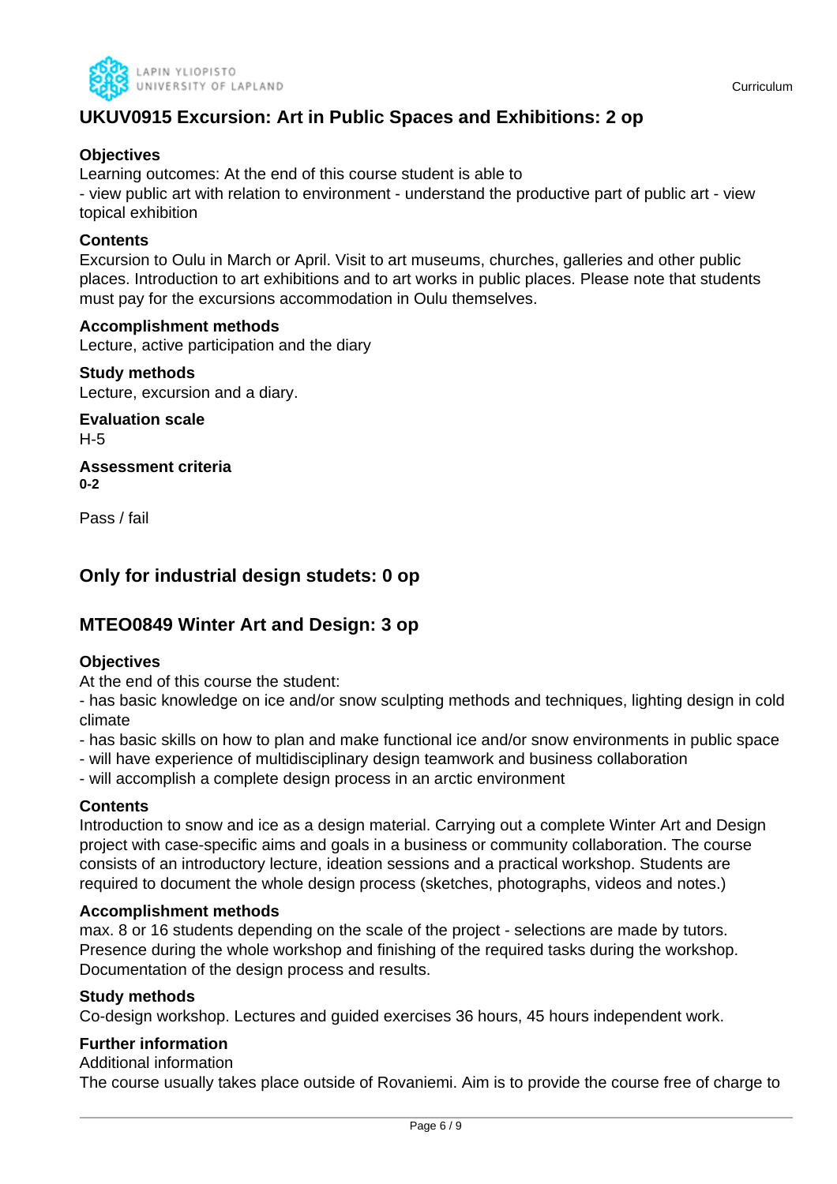## UKUV0915 Excursion: Art in Public Spaces and Exhibitions: 2 op

**Objectives**
Learning outcomes: At the end of this course student is able to
- view public art with relation to environment - understand the productive part of public art - view topical exhibition

**Contents**
Excursion to Oulu in March or April. Visit to art museums, churches, galleries and other public places. Introduction to art exhibitions and to art works in public places. Please note that students must pay for the excursions accommodation in Oulu themselves.

**Accomplishment methods**
Lecture, active participation and the diary

**Study methods**
Lecture, excursion and a diary.

**Evaluation scale**
H-5

**Assessment criteria**
**0-2**

Pass / fail

## Only for industrial design studets: 0 op

## MTEO0849 Winter Art and Design: 3 op

**Objectives**
At the end of this course the student:
- has basic knowledge on ice and/or snow sculpting methods and techniques, lighting design in cold climate
- has basic skills on how to plan and make functional ice and/or snow environments in public space
- will have experience of multidisciplinary design teamwork and business collaboration
- will accomplish a complete design process in an arctic environment

**Contents**
Introduction to snow and ice as a design material. Carrying out a complete Winter Art and Design project with case-specific aims and goals in a business or community collaboration. The course consists of an introductory lecture, ideation sessions and a practical workshop. Students are required to document the whole design process (sketches, photographs, videos and notes.)

**Accomplishment methods**
max. 8 or 16 students depending on the scale of the project - selections are made by tutors. Presence during the whole workshop and finishing of the required tasks during the workshop. Documentation of the design process and results.

**Study methods**
Co-design workshop. Lectures and guided exercises 36 hours, 45 hours independent work.

**Further information**
Additional information
The course usually takes place outside of Rovaniemi. Aim is to provide the course free of charge to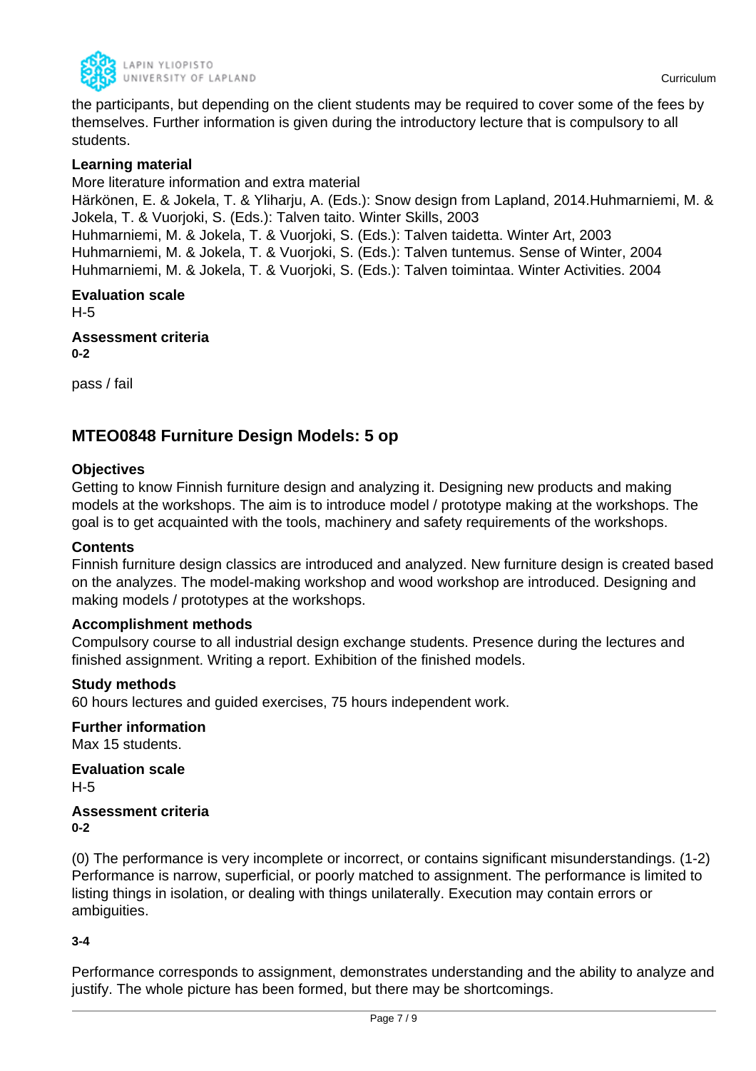the participants, but depending on the client students may be required to cover some of the fees by themselves. Further information is given during the introductory lecture that is compulsory to all students.

**Learning material**

More literature information and extra material

Härkönen, E. & Jokela, T. & Yliharju, A. (Eds.): Snow design from Lapland, 2014.Huhmarniemi, M. & Jokela, T. & Vuorjoki, S. (Eds.): Talven taito. Winter Skills, 2003

Huhmarniemi, M. & Jokela, T. & Vuorjoki, S. (Eds.): Talven taidetta. Winter Art, 2003

Huhmarniemi, M. & Jokela, T. & Vuorjoki, S. (Eds.): Talven tuntemus. Sense of Winter, 2004

Huhmarniemi, M. & Jokela, T. & Vuorjoki, S. (Eds.): Talven toimintaa. Winter Activities. 2004

**Evaluation scale**

H-5

**Assessment criteria**

**0-2**

pass / fail

## MTEO0848 Furniture Design Models: 5 op

**Objectives**

Getting to know Finnish furniture design and analyzing it. Designing new products and making models at the workshops. The aim is to introduce model / prototype making at the workshops. The goal is to get acquainted with the tools, machinery and safety requirements of the workshops.

**Contents**

Finnish furniture design classics are introduced and analyzed. New furniture design is created based on the analyzes. The model-making workshop and wood workshop are introduced. Designing and making models / prototypes at the workshops.

**Accomplishment methods**

Compulsory course to all industrial design exchange students. Presence during the lectures and finished assignment. Writing a report. Exhibition of the finished models.

**Study methods**

60 hours lectures and guided exercises, 75 hours independent work.

**Further information**

Max 15 students.

**Evaluation scale**

H-5

**Assessment criteria**

**0-2**

(0) The performance is very incomplete or incorrect, or contains significant misunderstandings. (1-2) Performance is narrow, superficial, or poorly matched to assignment. The performance is limited to listing things in isolation, or dealing with things unilaterally. Execution may contain errors or ambiguities.

**3-4**

Performance corresponds to assignment, demonstrates understanding and the ability to analyze and justify. The whole picture has been formed, but there may be shortcomings.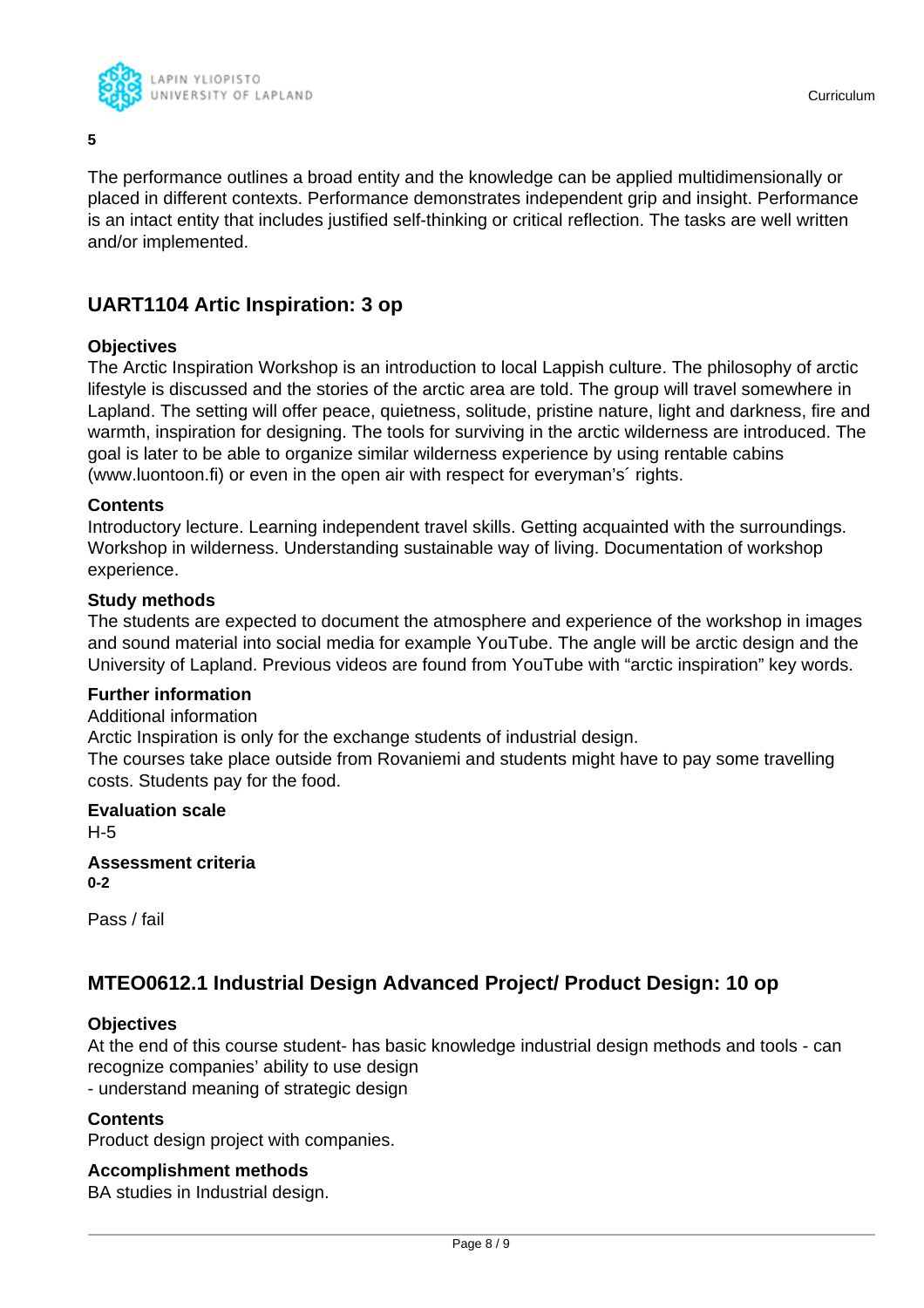**5**

The performance outlines a broad entity and the knowledge can be applied multidimensionally or placed in different contexts. Performance demonstrates independent grip and insight. Performance is an intact entity that includes justified self-thinking or critical reflection. The tasks are well written and/or implemented.

## UART1104 Artic Inspiration: 3 op

### Objectives

The Arctic Inspiration Workshop is an introduction to local Lappish culture. The philosophy of arctic lifestyle is discussed and the stories of the arctic area are told. The group will travel somewhere in Lapland. The setting will offer peace, quietness, solitude, pristine nature, light and darkness, fire and warmth, inspiration for designing. The tools for surviving in the arctic wilderness are introduced. The goal is later to be able to organize similar wilderness experience by using rentable cabins (www.luontoon.fi) or even in the open air with respect for everyman's´ rights.

### Contents

Introductory lecture. Learning independent travel skills. Getting acquainted with the surroundings. Workshop in wilderness. Understanding sustainable way of living. Documentation of workshop experience.

### Study methods

The students are expected to document the atmosphere and experience of the workshop in images and sound material into social media for example YouTube. The angle will be arctic design and the University of Lapland. Previous videos are found from YouTube with "arctic inspiration" key words.

### Further information

Additional information
Arctic Inspiration is only for the exchange students of industrial design.
The courses take place outside from Rovaniemi and students might have to pay some travelling costs. Students pay for the food.

### Evaluation scale

H-5

### Assessment criteria

**0-2**

Pass / fail

## MTEO0612.1 Industrial Design Advanced Project/ Product Design: 10 op

### Objectives

At the end of this course student- has basic knowledge industrial design methods and tools - can recognize companies' ability to use design
- understand meaning of strategic design

### Contents

Product design project with companies.

### Accomplishment methods

BA studies in Industrial design.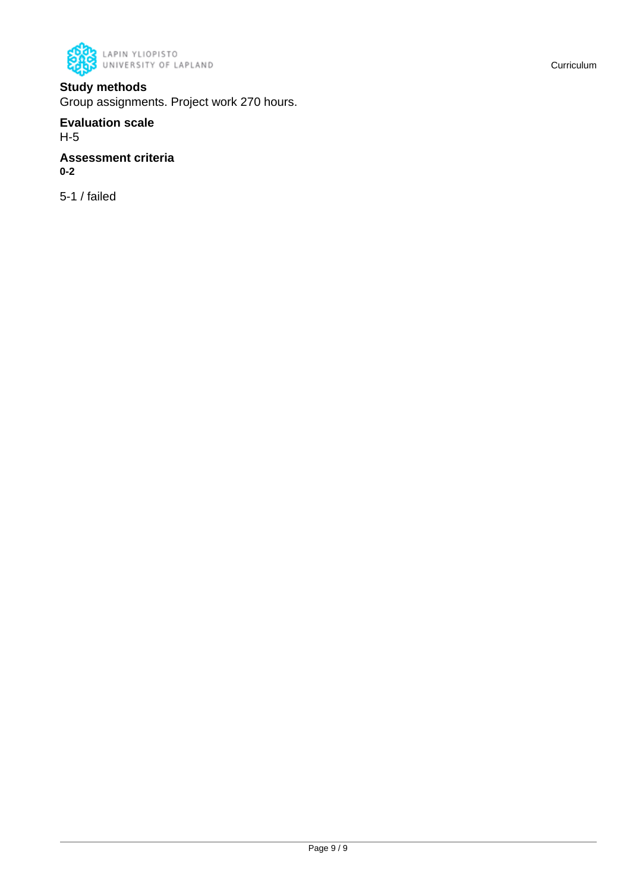### Study methods

Group assignments. Project work 270 hours.

### Evaluation scale

H-5

### Assessment criteria

**0-2**

5-1 / failed